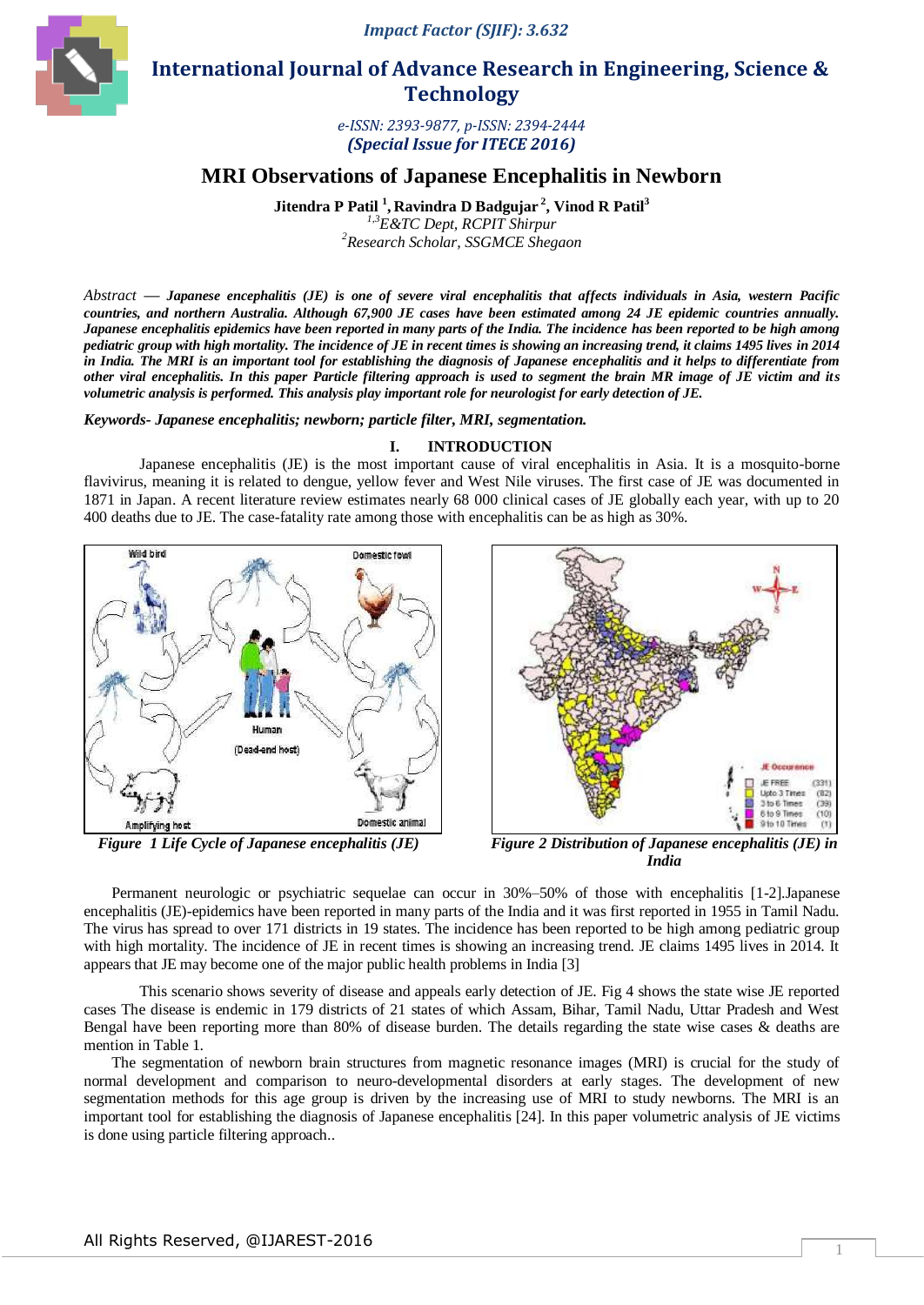# International Journal of Advance Research in Engineering, Science & Technology

*e-ISSN: 2393-9877, p-ISSN: 2394-2444*
***(Special Issue for ITECE 2016)***

## MRI Observations of Japanese Encephalitis in Newborn

**Jitendra P Patil [1], Ravindra D Badgujar [2], Vinod R Patil[3]**
*[1,3]E&TC Dept, RCPIT Shirpur*
*[2]Research Scholar, SSGMCE Shegaon*

*Abstract* — ***Japanese encephalitis (JE) is one of severe viral encephalitis that affects individuals in Asia, western Pacific countries, and northern Australia. Although 67,900 JE cases have been estimated among 24 JE epidemic countries annually. Japanese encephalitis epidemics have been reported in many parts of the India. The incidence has been reported to be high among pediatric group with high mortality. The incidence of JE in recent times is showing an increasing trend, it claims 1495 lives in 2014 in India. The MRI is an important tool for establishing the diagnosis of Japanese encephalitis and it helps to differentiate from other viral encephalitis. In this paper Particle filtering approach is used to segment the brain MR image of JE victim and its volumetric analysis is performed. This analysis play important role for neurologist for early detection of JE.***

***Keywords- Japanese encephalitis; newborn; particle filter, MRI, segmentation.***

## I. INTRODUCTION

Japanese encephalitis (JE) is the most important cause of viral encephalitis in Asia. It is a mosquito-borne flavivirus, meaning it is related to dengue, yellow fever and West Nile viruses. The first case of JE was documented in 1871 in Japan. A recent literature review estimates nearly 68 000 clinical cases of JE globally each year, with up to 20 400 deaths due to JE. The case-fatality rate among those with encephalitis can be as high as 30%.

***Figure 1 Life Cycle of Japanese encephalitis (JE)***

***Figure 2 Distribution of Japanese encephalitis (JE) in India***

Permanent neurologic or psychiatric sequelae can occur in 30%–50% of those with encephalitis [1-2].Japanese encephalitis (JE)-epidemics have been reported in many parts of the India and it was first reported in 1955 in Tamil Nadu. The virus has spread to over 171 districts in 19 states. The incidence has been reported to be high among pediatric group with high mortality. The incidence of JE in recent times is showing an increasing trend. JE claims 1495 lives in 2014. It appears that JE may become one of the major public health problems in India [3]

This scenario shows severity of disease and appeals early detection of JE. Fig 4 shows the state wise JE reported cases The disease is endemic in 179 districts of 21 states of which Assam, Bihar, Tamil Nadu, Uttar Pradesh and West Bengal have been reporting more than 80% of disease burden. The details regarding the state wise cases & deaths are mention in Table 1.

The segmentation of newborn brain structures from magnetic resonance images (MRI) is crucial for the study of normal development and comparison to neuro-developmental disorders at early stages. The development of new segmentation methods for this age group is driven by the increasing use of MRI to study newborns. The MRI is an important tool for establishing the diagnosis of Japanese encephalitis [24]. In this paper volumetric analysis of JE victims is done using particle filtering approach..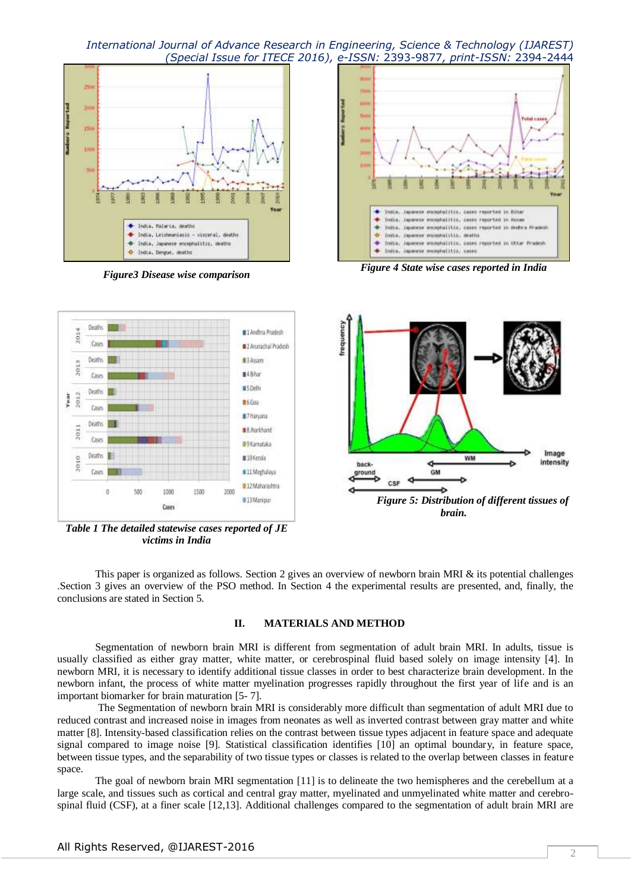*Figure3 Disease wise comparison*

*Figure 4 State wise cases reported in India*

*Table 1 The detailed statewise cases reported of JE victims in India*

*Figure 5: Distribution of different tissues of brain.*

This paper is organized as follows. Section 2 gives an overview of newborn brain MRI & its potential challenges .Section 3 gives an overview of the PSO method. In Section 4 the experimental results are presented, and, finally, the conclusions are stated in Section 5.

## II. MATERIALS AND METHOD

Segmentation of newborn brain MRI is different from segmentation of adult brain MRI. In adults, tissue is usually classified as either gray matter, white matter, or cerebrospinal fluid based solely on image intensity [4]. In newborn MRI, it is necessary to identify additional tissue classes in order to best characterize brain development. In the newborn infant, the process of white matter myelination progresses rapidly throughout the first year of life and is an important biomarker for brain maturation [5- 7].

The Segmentation of newborn brain MRI is considerably more difficult than segmentation of adult MRI due to reduced contrast and increased noise in images from neonates as well as inverted contrast between gray matter and white matter [8]. Intensity-based classification relies on the contrast between tissue types adjacent in feature space and adequate signal compared to image noise [9]. Statistical classification identifies [10] an optimal boundary, in feature space, between tissue types, and the separability of two tissue types or classes is related to the overlap between classes in feature space.

The goal of newborn brain MRI segmentation [11] is to delineate the two hemispheres and the cerebellum at a large scale, and tissues such as cortical and central gray matter, myelinated and unmyelinated white matter and cerebro-spinal fluid (CSF), at a finer scale [12,13]. Additional challenges compared to the segmentation of adult brain MRI are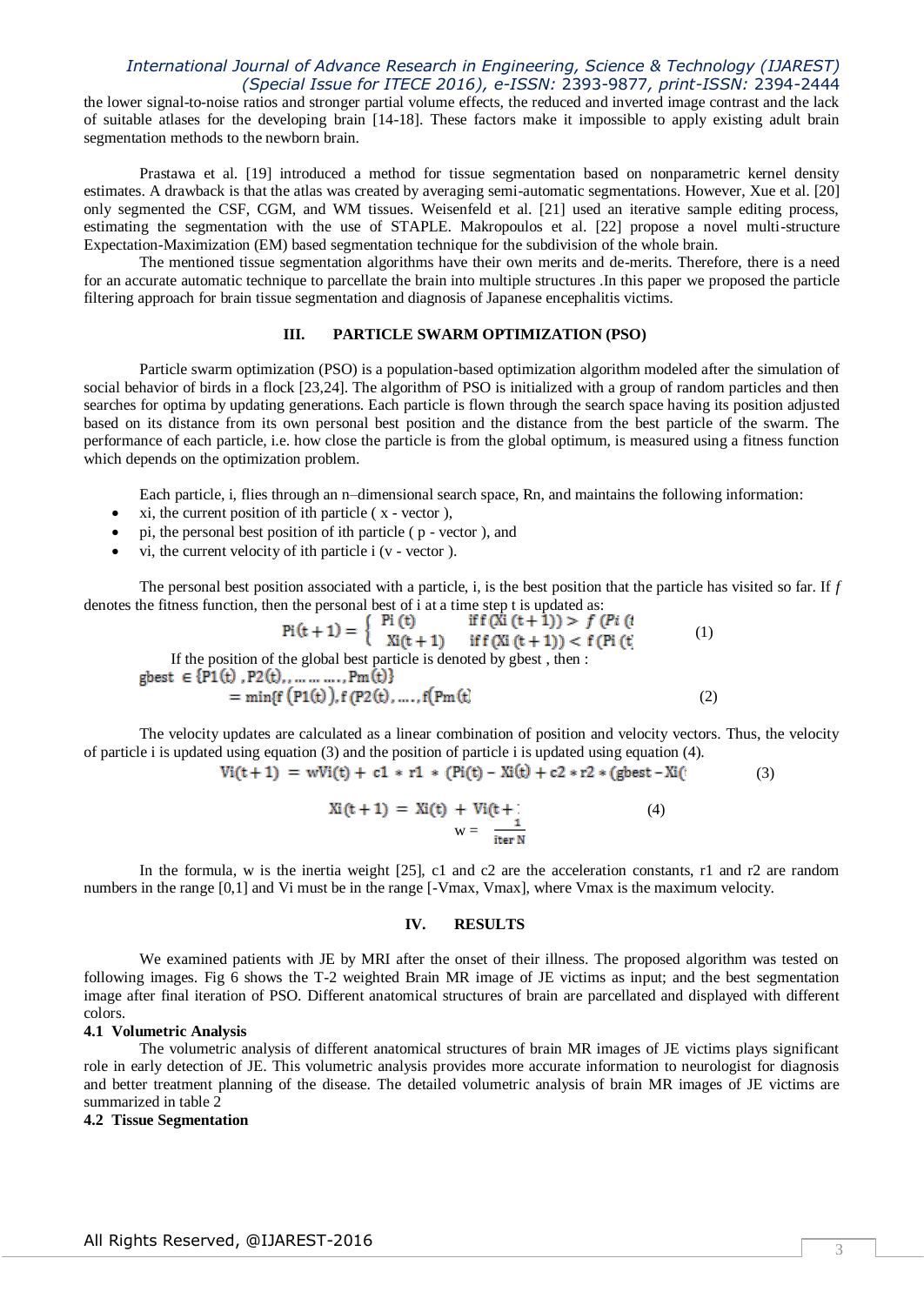the lower signal-to-noise ratios and stronger partial volume effects, the reduced and inverted image contrast and the lack of suitable atlases for the developing brain [14-18]. These factors make it impossible to apply existing adult brain segmentation methods to the newborn brain.

Prastawa et al. [19] introduced a method for tissue segmentation based on nonparametric kernel density estimates. A drawback is that the atlas was created by averaging semi-automatic segmentations. However, Xue et al. [20] only segmented the CSF, CGM, and WM tissues. Weisenfeld et al. [21] used an iterative sample editing process, estimating the segmentation with the use of STAPLE. Makropoulos et al. [22] propose a novel multi-structure Expectation-Maximization (EM) based segmentation technique for the subdivision of the whole brain.

The mentioned tissue segmentation algorithms have their own merits and de-merits. Therefore, there is a need for an accurate automatic technique to parcellate the brain into multiple structures .In this paper we proposed the particle filtering approach for brain tissue segmentation and diagnosis of Japanese encephalitis victims.

## III. PARTICLE SWARM OPTIMIZATION (PSO)

Particle swarm optimization (PSO) is a population-based optimization algorithm modeled after the simulation of social behavior of birds in a flock [23,24]. The algorithm of PSO is initialized with a group of random particles and then searches for optima by updating generations. Each particle is flown through the search space having its position adjusted based on its distance from its own personal best position and the distance from the best particle of the swarm. The performance of each particle, i.e. how close the particle is from the global optimum, is measured using a fitness function which depends on the optimization problem.

Each particle, i, flies through an n–dimensional search space, Rn, and maintains the following information:

- xi, the current position of ith particle ( x - vector ),
- pi, the personal best position of ith particle ( p - vector ), and
- vi, the current velocity of ith particle i (v - vector ).

The personal best position associated with a particle, i, is the best position that the particle has visited so far. If $f$ denotes the fitness function, then the personal best of i at a time step t is updated as:

$$Pi(t+1) = \begin{cases} Pi(t) & \text{iff } f(Xi(t+1)) > f(Pi(t \\ Xi(t+1) & \text{iff } f(Xi(t+1)) < f(Pi(t \end{cases} \quad (1)$$

If the position of the global best particle is denoted by gbest , then :

$$gbest \in \{P1(t), P2(t), \ldots\ldots, Pm(t)\}$$
$$= \min\{f(P1(t)), f(P2(t), \ldots, f(Pm(t \quad (2)$$

The velocity updates are calculated as a linear combination of position and velocity vectors. Thus, the velocity of particle i is updated using equation (3) and the position of particle i is updated using equation (4).

$$Vi(t+1) = wVi(t) + c1 * r1 * (Pi(t) - Xi(t) + c2 * r2 * (gbest - Xi( \quad (3)$$

$$Xi(t+1) = Xi(t) + Vi(t+ \quad (4)$$

$$w = \frac{1}{iter\ N}$$

In the formula, w is the inertia weight [25], c1 and c2 are the acceleration constants, r1 and r2 are random numbers in the range [0,1] and Vi must be in the range [-Vmax, Vmax], where Vmax is the maximum velocity.

## IV. RESULTS

We examined patients with JE by MRI after the onset of their illness. The proposed algorithm was tested on following images. Fig 6 shows the T-2 weighted Brain MR image of JE victims as input; and the best segmentation image after final iteration of PSO. Different anatomical structures of brain are parcellated and displayed with different colors.

### 4.1 Volumetric Analysis

The volumetric analysis of different anatomical structures of brain MR images of JE victims plays significant role in early detection of JE. This volumetric analysis provides more accurate information to neurologist for diagnosis and better treatment planning of the disease. The detailed volumetric analysis of brain MR images of JE victims are summarized in table 2

### 4.2 Tissue Segmentation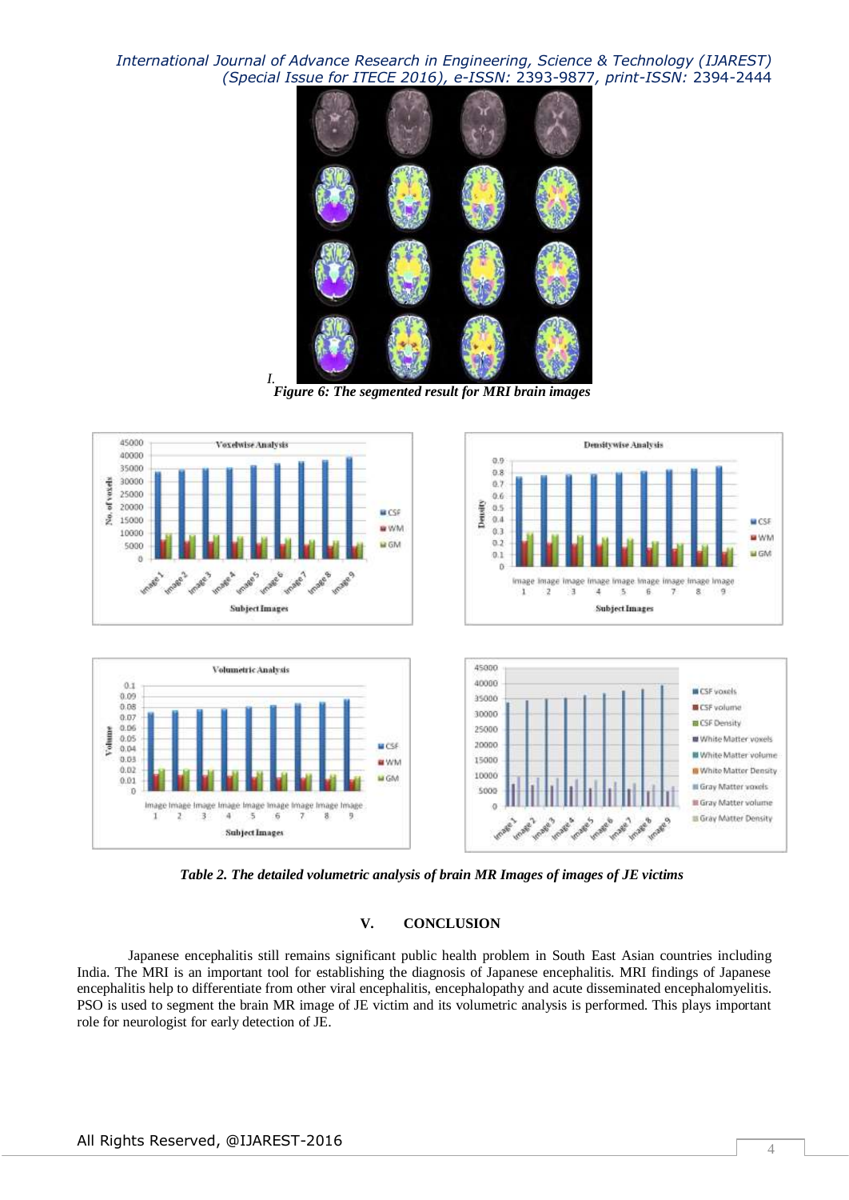I.

*Figure 6: The segmented result for MRI brain images*

*Table 2. The detailed volumetric analysis of brain MR Images of images of JE victims*

## V. CONCLUSION

Japanese encephalitis still remains significant public health problem in South East Asian countries including India. The MRI is an important tool for establishing the diagnosis of Japanese encephalitis. MRI findings of Japanese encephalitis help to differentiate from other viral encephalitis, encephalopathy and acute disseminated encephalomyelitis. PSO is used to segment the brain MR image of JE victim and its volumetric analysis is performed. This plays important role for neurologist for early detection of JE.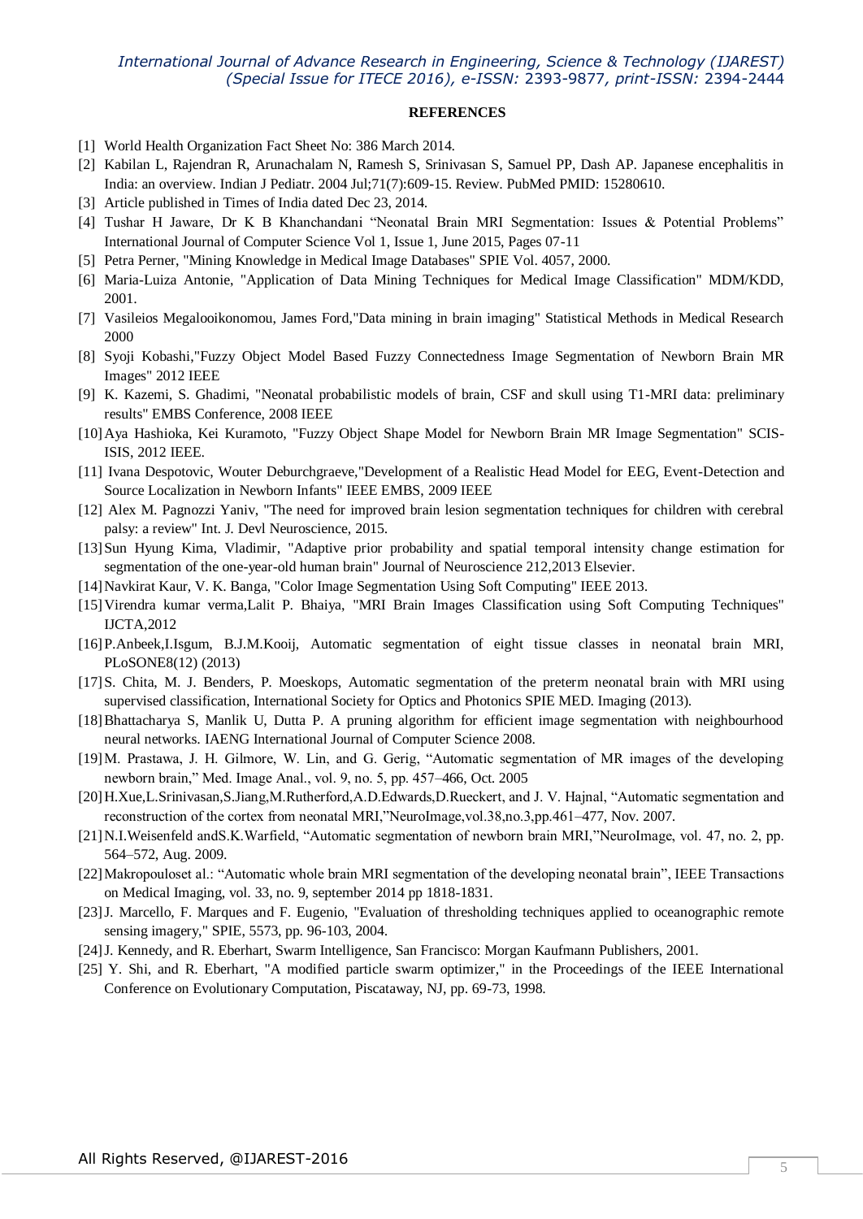**REFERENCES**

[1] World Health Organization Fact Sheet No: 386 March 2014.

[2] Kabilan L, Rajendran R, Arunachalam N, Ramesh S, Srinivasan S, Samuel PP, Dash AP. Japanese encephalitis in India: an overview. Indian J Pediatr. 2004 Jul;71(7):609-15. Review. PubMed PMID: 15280610.

[3] Article published in Times of India dated Dec 23, 2014.

[4] Tushar H Jaware, Dr K B Khanchandani "Neonatal Brain MRI Segmentation: Issues & Potential Problems" International Journal of Computer Science Vol 1, Issue 1, June 2015, Pages 07-11

[5] Petra Perner, "Mining Knowledge in Medical Image Databases" SPIE Vol. 4057, 2000.

[6] Maria-Luiza Antonie, "Application of Data Mining Techniques for Medical Image Classification" MDM/KDD, 2001.

[7] Vasileios Megalooikonomou, James Ford,"Data mining in brain imaging" Statistical Methods in Medical Research 2000

[8] Syoji Kobashi,"Fuzzy Object Model Based Fuzzy Connectedness Image Segmentation of Newborn Brain MR Images" 2012 IEEE

[9] K. Kazemi, S. Ghadimi, "Neonatal probabilistic models of brain, CSF and skull using T1-MRI data: preliminary results" EMBS Conference, 2008 IEEE

[10] Aya Hashioka, Kei Kuramoto, "Fuzzy Object Shape Model for Newborn Brain MR Image Segmentation" SCIS-ISIS, 2012 IEEE.

[11] Ivana Despotovic, Wouter Deburchgraeve,"Development of a Realistic Head Model for EEG, Event-Detection and Source Localization in Newborn Infants" IEEE EMBS, 2009 IEEE

[12] Alex M. Pagnozzi Yaniv, "The need for improved brain lesion segmentation techniques for children with cerebral palsy: a review" Int. J. Devl Neuroscience, 2015.

[13] Sun Hyung Kima, Vladimir, "Adaptive prior probability and spatial temporal intensity change estimation for segmentation of the one-year-old human brain" Journal of Neuroscience 212,2013 Elsevier.

[14] Navkirat Kaur, V. K. Banga, "Color Image Segmentation Using Soft Computing" IEEE 2013.

[15] Virendra kumar verma,Lalit P. Bhaiya, "MRI Brain Images Classification using Soft Computing Techniques" IJCTA,2012

[16] P.Anbeek,I.Isgum, B.J.M.Kooij, Automatic segmentation of eight tissue classes in neonatal brain MRI, PLoSONE8(12) (2013)

[17] S. Chita, M. J. Benders, P. Moeskops, Automatic segmentation of the preterm neonatal brain with MRI using supervised classification, International Society for Optics and Photonics SPIE MED. Imaging (2013).

[18] Bhattacharya S, Manlik U, Dutta P. A pruning algorithm for efficient image segmentation with neighbourhood neural networks. IAENG International Journal of Computer Science 2008.

[19] M. Prastawa, J. H. Gilmore, W. Lin, and G. Gerig, "Automatic segmentation of MR images of the developing newborn brain," Med. Image Anal., vol. 9, no. 5, pp. 457–466, Oct. 2005

[20] H.Xue,L.Srinivasan,S.Jiang,M.Rutherford,A.D.Edwards,D.Rueckert, and J. V. Hajnal, "Automatic segmentation and reconstruction of the cortex from neonatal MRI,"NeuroImage,vol.38,no.3,pp.461–477, Nov. 2007.

[21] N.I.Weisenfeld andS.K.Warfield, "Automatic segmentation of newborn brain MRI,"NeuroImage, vol. 47, no. 2, pp. 564–572, Aug. 2009.

[22] Makropouloset al.: "Automatic whole brain MRI segmentation of the developing neonatal brain", IEEE Transactions on Medical Imaging, vol. 33, no. 9, september 2014 pp 1818-1831.

[23] J. Marcello, F. Marques and F. Eugenio, "Evaluation of thresholding techniques applied to oceanographic remote sensing imagery," SPIE, 5573, pp. 96-103, 2004.

[24] J. Kennedy, and R. Eberhart, Swarm Intelligence, San Francisco: Morgan Kaufmann Publishers, 2001.

[25] Y. Shi, and R. Eberhart, "A modified particle swarm optimizer," in the Proceedings of the IEEE International Conference on Evolutionary Computation, Piscataway, NJ, pp. 69-73, 1998.